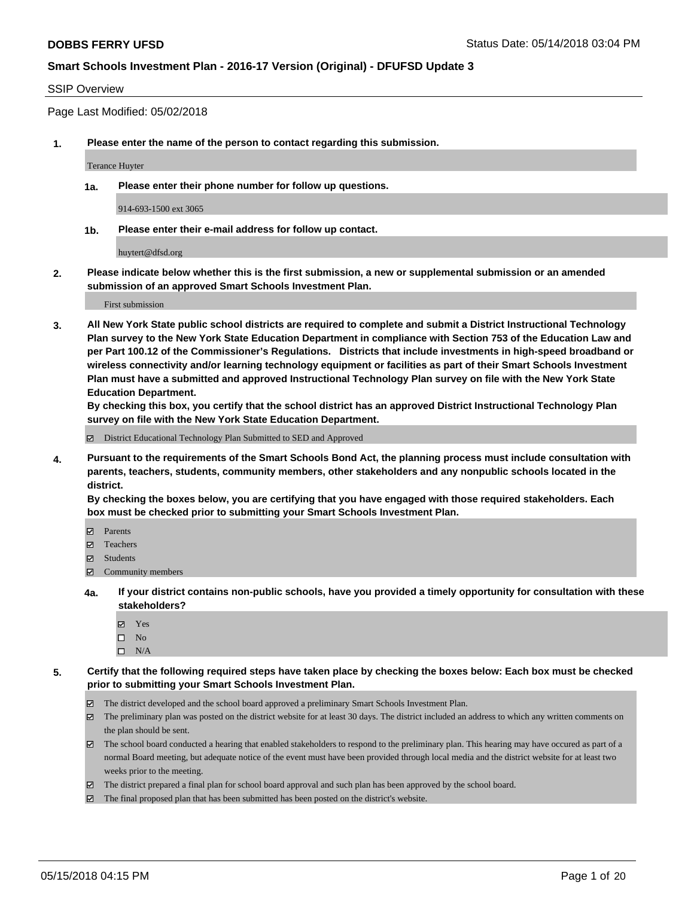# DOBBS FERRY UFSD

Status Date: 05/14/2018 03:04 PM

## Smart Schools Investment Plan - 2016-17 Version (Original) - DFUFSD Update 3

SSIP Overview

Page Last Modified: 05/02/2018

**1. Please enter the name of the person to contact regarding this submission.**

Terance Huyter

**1a. Please enter their phone number for follow up questions.**

914-693-1500 ext 3065

**1b. Please enter their e-mail address for follow up contact.**

huytert@dfsd.org

**2. Please indicate below whether this is the first submission, a new or supplemental submission or an amended submission of an approved Smart Schools Investment Plan.**

First submission

**3. All New York State public school districts are required to complete and submit a District Instructional Technology Plan survey to the New York State Education Department in compliance with Section 753 of the Education Law and per Part 100.12 of the Commissioner's Regulations. Districts that include investments in high-speed broadband or wireless connectivity and/or learning technology equipment or facilities as part of their Smart Schools Investment Plan must have a submitted and approved Instructional Technology Plan survey on file with the New York State Education Department.**
**By checking this box, you certify that the school district has an approved District Instructional Technology Plan survey on file with the New York State Education Department.**

- [x] District Educational Technology Plan Submitted to SED and Approved

**4. Pursuant to the requirements of the Smart Schools Bond Act, the planning process must include consultation with parents, teachers, students, community members, other stakeholders and any nonpublic schools located in the district.**
**By checking the boxes below, you are certifying that you have engaged with those required stakeholders. Each box must be checked prior to submitting your Smart Schools Investment Plan.**

- [x] Parents
- [x] Teachers
- [x] Students
- [x] Community members

**4a. If your district contains non-public schools, have you provided a timely opportunity for consultation with these stakeholders?**

- [x] Yes
- [ ] No
- [ ] N/A

**5. Certify that the following required steps have taken place by checking the boxes below: Each box must be checked prior to submitting your Smart Schools Investment Plan.**

- [x] The district developed and the school board approved a preliminary Smart Schools Investment Plan.
- [x] The preliminary plan was posted on the district website for at least 30 days. The district included an address to which any written comments on the plan should be sent.
- [x] The school board conducted a hearing that enabled stakeholders to respond to the preliminary plan. This hearing may have occured as part of a normal Board meeting, but adequate notice of the event must have been provided through local media and the district website for at least two weeks prior to the meeting.
- [x] The district prepared a final plan for school board approval and such plan has been approved by the school board.
- [x] The final proposed plan that has been submitted has been posted on the district's website.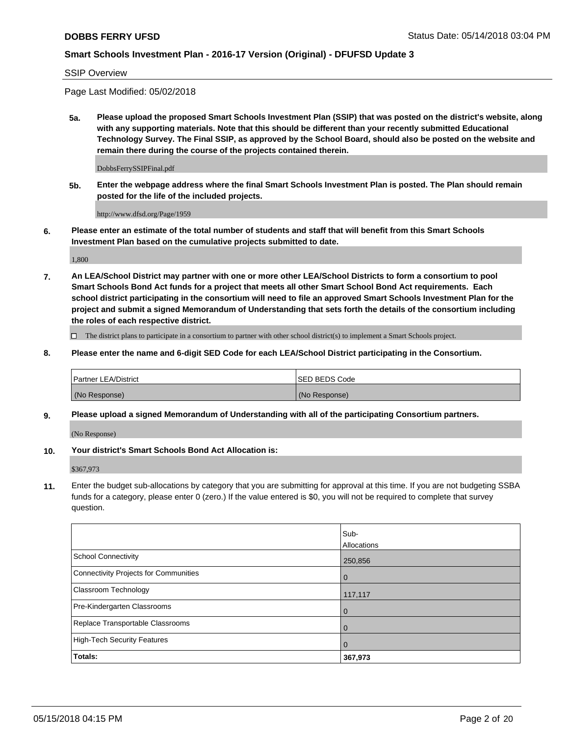SSIP Overview

Page Last Modified: 05/02/2018

**5a. Please upload the proposed Smart Schools Investment Plan (SSIP) that was posted on the district's website, along with any supporting materials. Note that this should be different than your recently submitted Educational Technology Survey. The Final SSIP, as approved by the School Board, should also be posted on the website and remain there during the course of the projects contained therein.**

DobbsFerrySSIPFinal.pdf

**5b. Enter the webpage address where the final Smart Schools Investment Plan is posted. The Plan should remain posted for the life of the included projects.**

http://www.dfsd.org/Page/1959

**6. Please enter an estimate of the total number of students and staff that will benefit from this Smart Schools Investment Plan based on the cumulative projects submitted to date.**

1,800

**7. An LEA/School District may partner with one or more other LEA/School Districts to form a consortium to pool Smart Schools Bond Act funds for a project that meets all other Smart School Bond Act requirements. Each school district participating in the consortium will need to file an approved Smart Schools Investment Plan for the project and submit a signed Memorandum of Understanding that sets forth the details of the consortium including the roles of each respective district.**

☐ The district plans to participate in a consortium to partner with other school district(s) to implement a Smart Schools project.

**8. Please enter the name and 6-digit SED Code for each LEA/School District participating in the Consortium.**

| Partner LEA/District | SED BEDS Code |
|---|---|
| (No Response) | (No Response) |

**9. Please upload a signed Memorandum of Understanding with all of the participating Consortium partners.**

(No Response)

**10. Your district's Smart Schools Bond Act Allocation is:**

$367,973

**11.** Enter the budget sub-allocations by category that you are submitting for approval at this time. If you are not budgeting SSBA funds for a category, please enter 0 (zero.) If the value entered is $0, you will not be required to complete that survey question.

| | Sub-Allocations |
|---|---|
| School Connectivity | 250,856 |
| Connectivity Projects for Communities | 0 |
| Classroom Technology | 117,117 |
| Pre-Kindergarten Classrooms | 0 |
| Replace Transportable Classrooms | 0 |
| High-Tech Security Features | 0 |
| **Totals:** | **367,973** |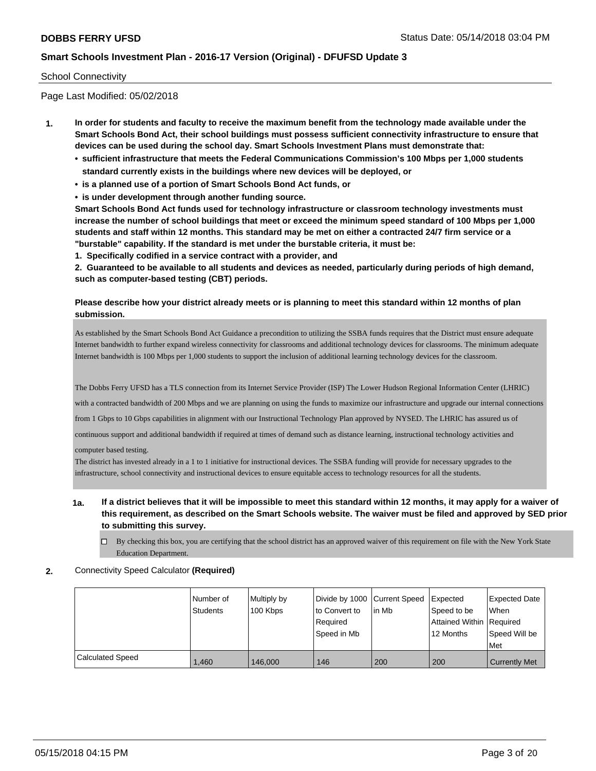School Connectivity

Page Last Modified: 05/02/2018

1. **In order for students and faculty to receive the maximum benefit from the technology made available under the Smart Schools Bond Act, their school buildings must possess sufficient connectivity infrastructure to ensure that devices can be used during the school day. Smart Schools Investment Plans must demonstrate that:**
   - **sufficient infrastructure that meets the Federal Communications Commission's 100 Mbps per 1,000 students standard currently exists in the buildings where new devices will be deployed, or**
   - **is a planned use of a portion of Smart Schools Bond Act funds, or**
   - **is under development through another funding source.**

   **Smart Schools Bond Act funds used for technology infrastructure or classroom technology investments must increase the number of school buildings that meet or exceed the minimum speed standard of 100 Mbps per 1,000 students and staff within 12 months. This standard may be met on either a contracted 24/7 firm service or a "burstable" capability. If the standard is met under the burstable criteria, it must be:**

   **1. Specifically codified in a service contract with a provider, and**

   **2. Guaranteed to be available to all students and devices as needed, particularly during periods of high demand, such as computer-based testing (CBT) periods.**

   **Please describe how your district already meets or is planning to meet this standard within 12 months of plan submission.**

   As established by the Smart Schools Bond Act Guidance a precondition to utilizing the SSBA funds requires that the District must ensure adequate Internet bandwidth to further expand wireless connectivity for classrooms and additional technology devices for classrooms. The minimum adequate Internet bandwidth is 100 Mbps per 1,000 students to support the inclusion of additional learning technology devices for the classroom.

   The Dobbs Ferry UFSD has a TLS connection from its Internet Service Provider (ISP) The Lower Hudson Regional Information Center (LHRIC) with a contracted bandwidth of 200 Mbps and we are planning on using the funds to maximize our infrastructure and upgrade our internal connections from 1 Gbps to 10 Gbps capabilities in alignment with our Instructional Technology Plan approved by NYSED. The LHRIC has assured us of continuous support and additional bandwidth if required at times of demand such as distance learning, instructional technology activities and computer based testing.
   The district has invested already in a 1 to 1 initiative for instructional devices. The SSBA funding will provide for necessary upgrades to the infrastructure, school connectivity and instructional devices to ensure equitable access to technology resources for all the students.

   **1a. If a district believes that it will be impossible to meet this standard within 12 months, it may apply for a waiver of this requirement, as described on the Smart Schools website. The waiver must be filed and approved by SED prior to submitting this survey.**

   ☐ By checking this box, you are certifying that the school district has an approved waiver of this requirement on file with the New York State Education Department.

2. Connectivity Speed Calculator **(Required)**

| | Number of Students | Multiply by 100 Kbps | Divide by 1000 to Convert to Required Speed in Mb | Current Speed in Mb | Expected Speed to be Attained Within 12 Months | Expected Date When Required Speed Will be Met |
|---|---|---|---|---|---|---|
| Calculated Speed | 1,460 | 146,000 | 146 | 200 | 200 | Currently Met |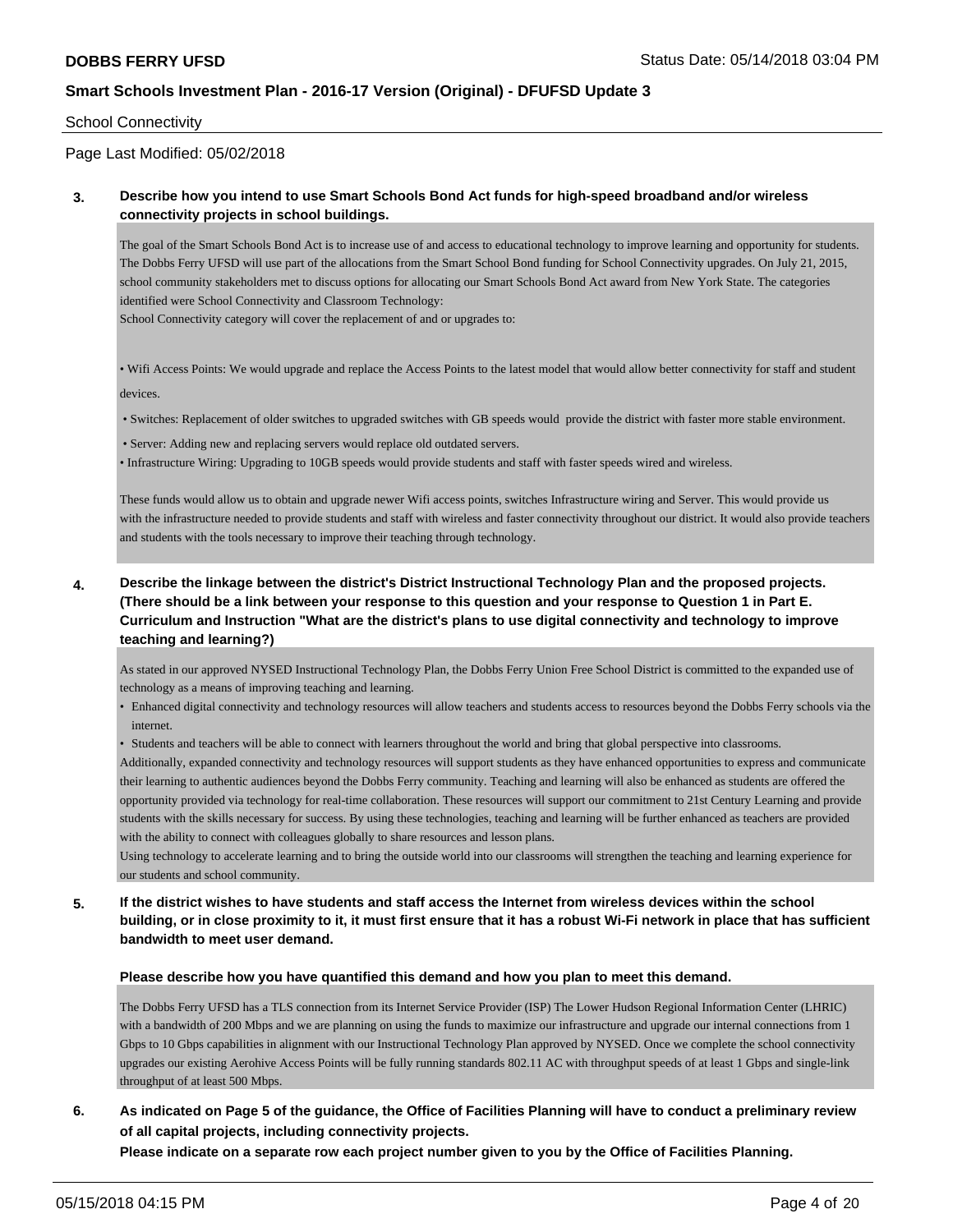School Connectivity

Page Last Modified: 05/02/2018

**3. Describe how you intend to use Smart Schools Bond Act funds for high-speed broadband and/or wireless connectivity projects in school buildings.**

The goal of the Smart Schools Bond Act is to increase use of and access to educational technology to improve learning and opportunity for students. The Dobbs Ferry UFSD will use part of the allocations from the Smart School Bond funding for School Connectivity upgrades. On July 21, 2015, school community stakeholders met to discuss options for allocating our Smart Schools Bond Act award from New York State. The categories identified were School Connectivity and Classroom Technology:
School Connectivity category will cover the replacement of and or upgrades to:

• Wifi Access Points: We would upgrade and replace the Access Points to the latest model that would allow better connectivity for staff and student devices.

• Switches: Replacement of older switches to upgraded switches with GB speeds would provide the district with faster more stable environment.

• Server: Adding new and replacing servers would replace old outdated servers.

• Infrastructure Wiring: Upgrading to 10GB speeds would provide students and staff with faster speeds wired and wireless.

These funds would allow us to obtain and upgrade newer Wifi access points, switches Infrastructure wiring and Server. This would provide us with the infrastructure needed to provide students and staff with wireless and faster connectivity throughout our district. It would also provide teachers and students with the tools necessary to improve their teaching through technology.

**4. Describe the linkage between the district's District Instructional Technology Plan and the proposed projects. (There should be a link between your response to this question and your response to Question 1 in Part E. Curriculum and Instruction "What are the district's plans to use digital connectivity and technology to improve teaching and learning?)**

As stated in our approved NYSED Instructional Technology Plan, the Dobbs Ferry Union Free School District is committed to the expanded use of technology as a means of improving teaching and learning.

- Enhanced digital connectivity and technology resources will allow teachers and students access to resources beyond the Dobbs Ferry schools via the internet.
- Students and teachers will be able to connect with learners throughout the world and bring that global perspective into classrooms.

Additionally, expanded connectivity and technology resources will support students as they have enhanced opportunities to express and communicate their learning to authentic audiences beyond the Dobbs Ferry community. Teaching and learning will also be enhanced as students are offered the opportunity provided via technology for real-time collaboration. These resources will support our commitment to 21st Century Learning and provide students with the skills necessary for success. By using these technologies, teaching and learning will be further enhanced as teachers are provided with the ability to connect with colleagues globally to share resources and lesson plans.
Using technology to accelerate learning and to bring the outside world into our classrooms will strengthen the teaching and learning experience for our students and school community.

**5. If the district wishes to have students and staff access the Internet from wireless devices within the school building, or in close proximity to it, it must first ensure that it has a robust Wi-Fi network in place that has sufficient bandwidth to meet user demand.**

**Please describe how you have quantified this demand and how you plan to meet this demand.**

The Dobbs Ferry UFSD has a TLS connection from its Internet Service Provider (ISP) The Lower Hudson Regional Information Center (LHRIC) with a bandwidth of 200 Mbps and we are planning on using the funds to maximize our infrastructure and upgrade our internal connections from 1 Gbps to 10 Gbps capabilities in alignment with our Instructional Technology Plan approved by NYSED. Once we complete the school connectivity upgrades our existing Aerohive Access Points will be fully running standards 802.11 AC with throughput speeds of at least 1 Gbps and single-link throughput of at least 500 Mbps.

**6. As indicated on Page 5 of the guidance, the Office of Facilities Planning will have to conduct a preliminary review of all capital projects, including connectivity projects.**
**Please indicate on a separate row each project number given to you by the Office of Facilities Planning.**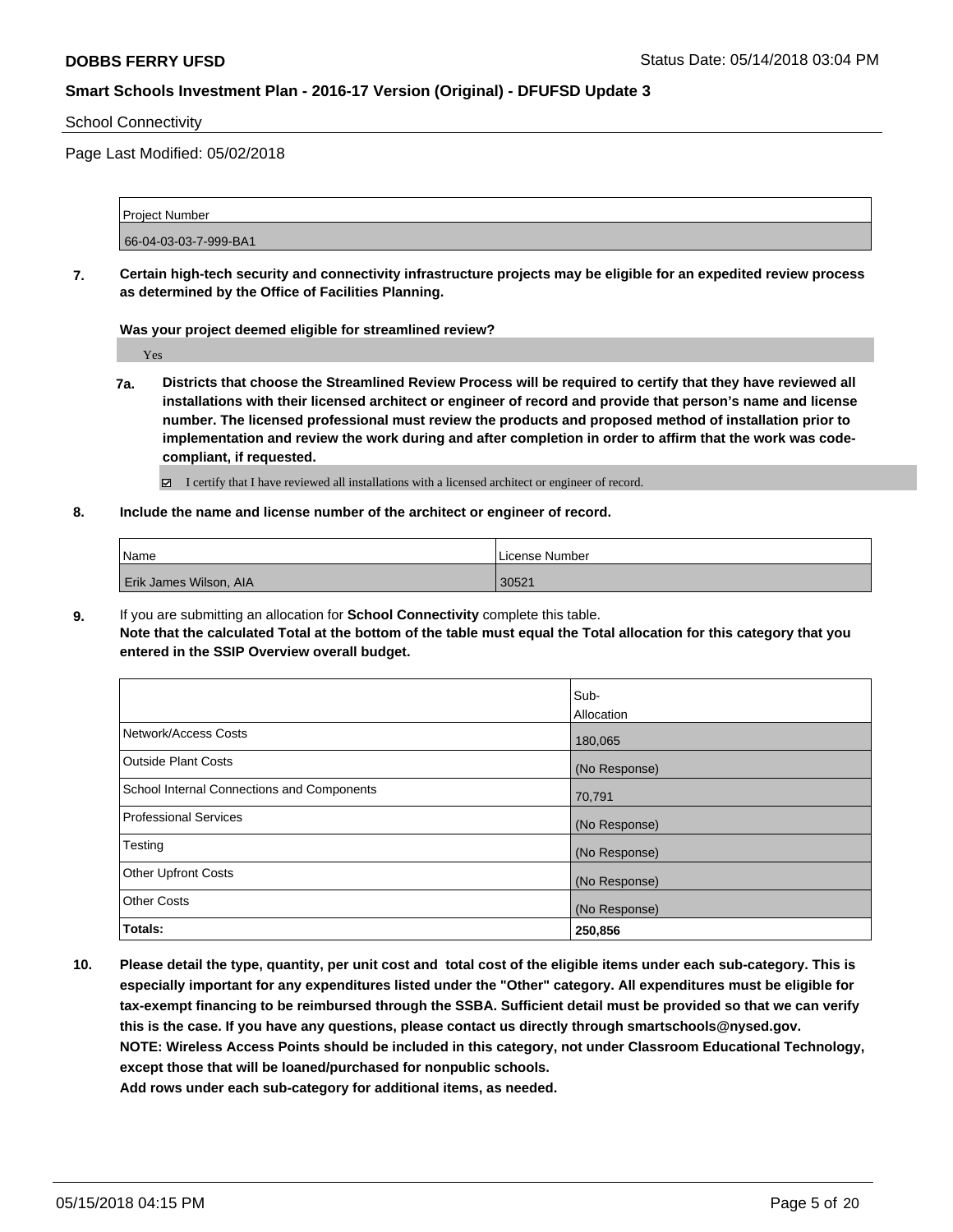School Connectivity

Page Last Modified: 05/02/2018

| Project Number |
| --- |
| 66-04-03-03-7-999-BA1 |

**7. Certain high-tech security and connectivity infrastructure projects may be eligible for an expedited review process as determined by the Office of Facilities Planning.**

**Was your project deemed eligible for streamlined review?**

Yes

**7a. Districts that choose the Streamlined Review Process will be required to certify that they have reviewed all installations with their licensed architect or engineer of record and provide that person's name and license number. The licensed professional must review the products and proposed method of installation prior to implementation and review the work during and after completion in order to affirm that the work was code-compliant, if requested.**

☑ I certify that I have reviewed all installations with a licensed architect or engineer of record.

**8. Include the name and license number of the architect or engineer of record.**

| Name | License Number |
| --- | --- |
| Erik James Wilson, AIA | 30521 |

**9.** If you are submitting an allocation for **School Connectivity** complete this table.
**Note that the calculated Total at the bottom of the table must equal the Total allocation for this category that you entered in the SSIP Overview overall budget.**

| | Sub-Allocation |
| --- | --- |
| Network/Access Costs | 180,065 |
| Outside Plant Costs | (No Response) |
| School Internal Connections and Components | 70,791 |
| Professional Services | (No Response) |
| Testing | (No Response) |
| Other Upfront Costs | (No Response) |
| Other Costs | (No Response) |
| **Totals:** | **250,856** |

**10. Please detail the type, quantity, per unit cost and total cost of the eligible items under each sub-category. This is especially important for any expenditures listed under the "Other" category. All expenditures must be eligible for tax-exempt financing to be reimbursed through the SSBA. Sufficient detail must be provided so that we can verify this is the case. If you have any questions, please contact us directly through smartschools@nysed.gov.**
**NOTE: Wireless Access Points should be included in this category, not under Classroom Educational Technology, except those that will be loaned/purchased for nonpublic schools.**
**Add rows under each sub-category for additional items, as needed.**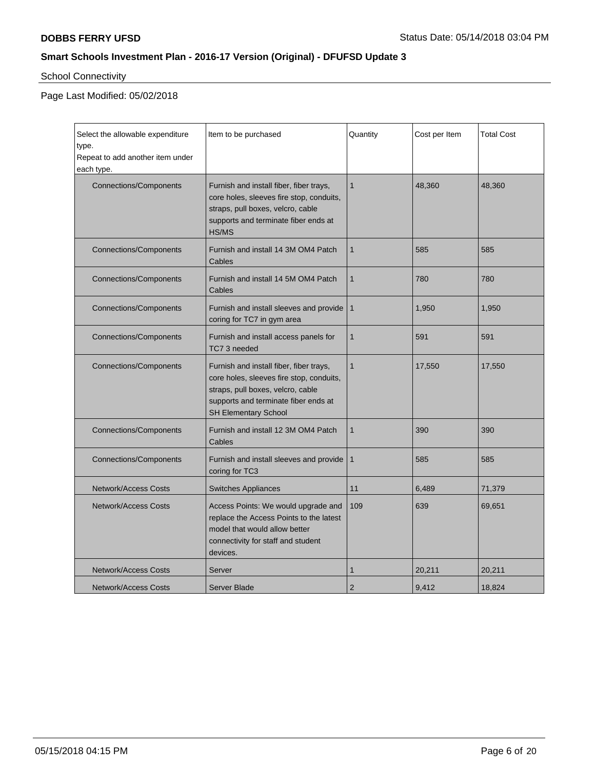**DOBBS FERRY UFSD**

Status Date: 05/14/2018 03:04 PM

## Smart Schools Investment Plan - 2016-17 Version (Original) - DFUFSD Update 3

School Connectivity

Page Last Modified: 05/02/2018

| Select the allowable expenditure type. Repeat to add another item under each type. | Item to be purchased | Quantity | Cost per Item | Total Cost |
|---|---|---|---|---|
| Connections/Components | Furnish and install fiber, fiber trays, core holes, sleeves fire stop, conduits, straps, pull boxes, velcro, cable supports and terminate fiber ends at HS/MS | 1 | 48,360 | 48,360 |
| Connections/Components | Furnish and install 14 3M OM4 Patch Cables | 1 | 585 | 585 |
| Connections/Components | Furnish and install 14 5M OM4 Patch Cables | 1 | 780 | 780 |
| Connections/Components | Furnish and install sleeves and provide coring for TC7 in gym area | 1 | 1,950 | 1,950 |
| Connections/Components | Furnish and install access panels for TC7 3 needed | 1 | 591 | 591 |
| Connections/Components | Furnish and install fiber, fiber trays, core holes, sleeves fire stop, conduits, straps, pull boxes, velcro, cable supports and terminate fiber ends at SH Elementary School | 1 | 17,550 | 17,550 |
| Connections/Components | Furnish and install 12 3M OM4 Patch Cables | 1 | 390 | 390 |
| Connections/Components | Furnish and install sleeves and provide coring for TC3 | 1 | 585 | 585 |
| Network/Access Costs | Switches Appliances | 11 | 6,489 | 71,379 |
| Network/Access Costs | Access Points: We would upgrade and replace the Access Points to the latest model that would allow better connectivity for staff and student devices. | 109 | 639 | 69,651 |
| Network/Access Costs | Server | 1 | 20,211 | 20,211 |
| Network/Access Costs | Server Blade | 2 | 9,412 | 18,824 |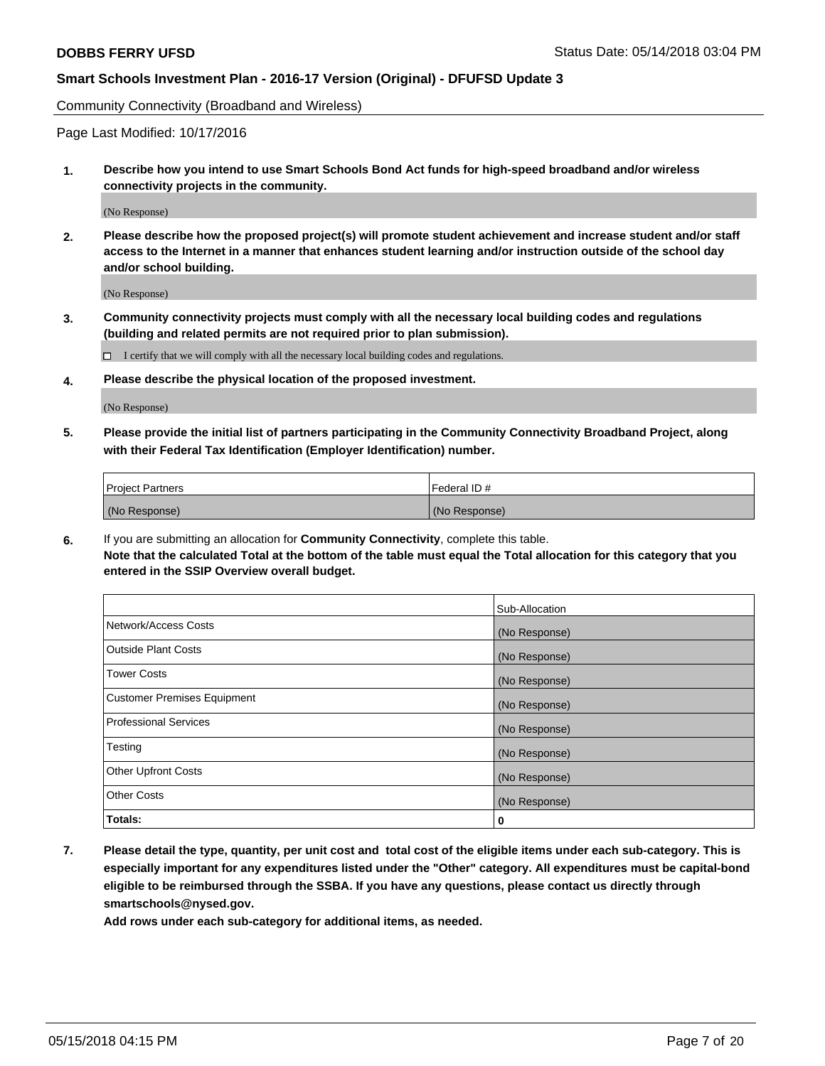Community Connectivity (Broadband and Wireless)

Page Last Modified: 10/17/2016

**1. Describe how you intend to use Smart Schools Bond Act funds for high-speed broadband and/or wireless connectivity projects in the community.**

(No Response)

**2. Please describe how the proposed project(s) will promote student achievement and increase student and/or staff access to the Internet in a manner that enhances student learning and/or instruction outside of the school day and/or school building.**

(No Response)

**3. Community connectivity projects must comply with all the necessary local building codes and regulations (building and related permits are not required prior to plan submission).**

☐ I certify that we will comply with all the necessary local building codes and regulations.

**4. Please describe the physical location of the proposed investment.**

(No Response)

**5. Please provide the initial list of partners participating in the Community Connectivity Broadband Project, along with their Federal Tax Identification (Employer Identification) number.**

| Project Partners | Federal ID # |
| --- | --- |
| (No Response) | (No Response) |

**6.** If you are submitting an allocation for **Community Connectivity**, complete this table.
**Note that the calculated Total at the bottom of the table must equal the Total allocation for this category that you entered in the SSIP Overview overall budget.**

| | Sub-Allocation |
| --- | --- |
| Network/Access Costs | (No Response) |
| Outside Plant Costs | (No Response) |
| Tower Costs | (No Response) |
| Customer Premises Equipment | (No Response) |
| Professional Services | (No Response) |
| Testing | (No Response) |
| Other Upfront Costs | (No Response) |
| Other Costs | (No Response) |
| **Totals:** | **0** |

**7. Please detail the type, quantity, per unit cost and total cost of the eligible items under each sub-category. This is especially important for any expenditures listed under the "Other" category. All expenditures must be capital-bond eligible to be reimbursed through the SSBA. If you have any questions, please contact us directly through smartschools@nysed.gov.**

**Add rows under each sub-category for additional items, as needed.**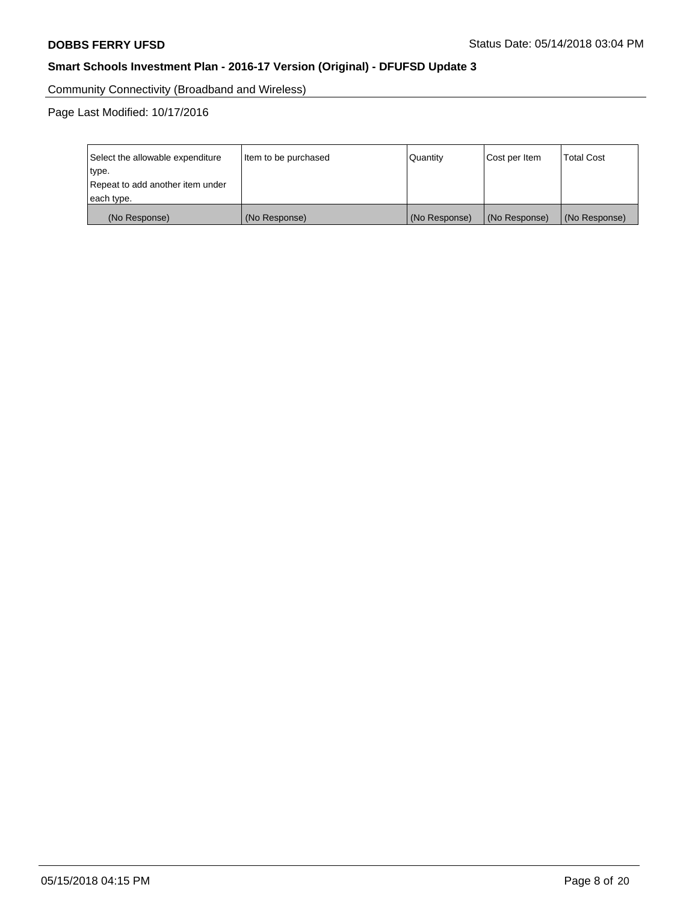Community Connectivity (Broadband and Wireless)

Page Last Modified: 10/17/2016

| Select the allowable expenditure type.<br>Repeat to add another item under each type. | Item to be purchased | Quantity | Cost per Item | Total Cost |
| --- | --- | --- | --- | --- |
| (No Response) | (No Response) | (No Response) | (No Response) | (No Response) |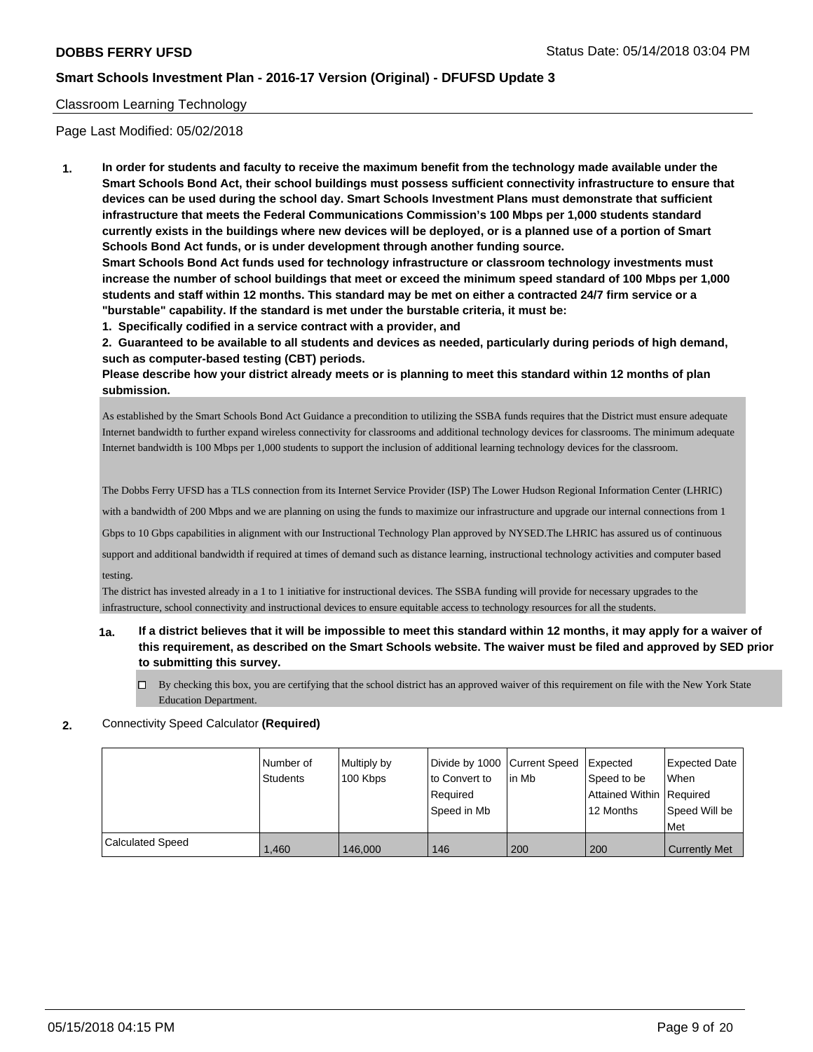Classroom Learning Technology

Page Last Modified: 05/02/2018

**1. In order for students and faculty to receive the maximum benefit from the technology made available under the Smart Schools Bond Act, their school buildings must possess sufficient connectivity infrastructure to ensure that devices can be used during the school day. Smart Schools Investment Plans must demonstrate that sufficient infrastructure that meets the Federal Communications Commission's 100 Mbps per 1,000 students standard currently exists in the buildings where new devices will be deployed, or is a planned use of a portion of Smart Schools Bond Act funds, or is under development through another funding source.**

**Smart Schools Bond Act funds used for technology infrastructure or classroom technology investments must increase the number of school buildings that meet or exceed the minimum speed standard of 100 Mbps per 1,000 students and staff within 12 months. This standard may be met on either a contracted 24/7 firm service or a "burstable" capability. If the standard is met under the burstable criteria, it must be:**

**1. Specifically codified in a service contract with a provider, and**

**2. Guaranteed to be available to all students and devices as needed, particularly during periods of high demand, such as computer-based testing (CBT) periods.**

**Please describe how your district already meets or is planning to meet this standard within 12 months of plan submission.**

As established by the Smart Schools Bond Act Guidance a precondition to utilizing the SSBA funds requires that the District must ensure adequate Internet bandwidth to further expand wireless connectivity for classrooms and additional technology devices for classrooms. The minimum adequate Internet bandwidth is 100 Mbps per 1,000 students to support the inclusion of additional learning technology devices for the classroom.

The Dobbs Ferry UFSD has a TLS connection from its Internet Service Provider (ISP) The Lower Hudson Regional Information Center (LHRIC) with a bandwidth of 200 Mbps and we are planning on using the funds to maximize our infrastructure and upgrade our internal connections from 1 Gbps to 10 Gbps capabilities in alignment with our Instructional Technology Plan approved by NYSED.The LHRIC has assured us of continuous support and additional bandwidth if required at times of demand such as distance learning, instructional technology activities and computer based testing.

The district has invested already in a 1 to 1 initiative for instructional devices. The SSBA funding will provide for necessary upgrades to the infrastructure, school connectivity and instructional devices to ensure equitable access to technology resources for all the students.

**1a. If a district believes that it will be impossible to meet this standard within 12 months, it may apply for a waiver of this requirement, as described on the Smart Schools website. The waiver must be filed and approved by SED prior to submitting this survey.**

☐ By checking this box, you are certifying that the school district has an approved waiver of this requirement on file with the New York State Education Department.

**2.** Connectivity Speed Calculator **(Required)**

| | Number of Students | Multiply by 100 Kbps | Divide by 1000 to Convert to Required Speed in Mb | Current Speed in Mb | Expected Speed to be Attained Within 12 Months | Expected Date When Required Speed Will be Met |
|---|---|---|---|---|---|---|
| Calculated Speed | 1,460 | 146,000 | 146 | 200 | 200 | Currently Met |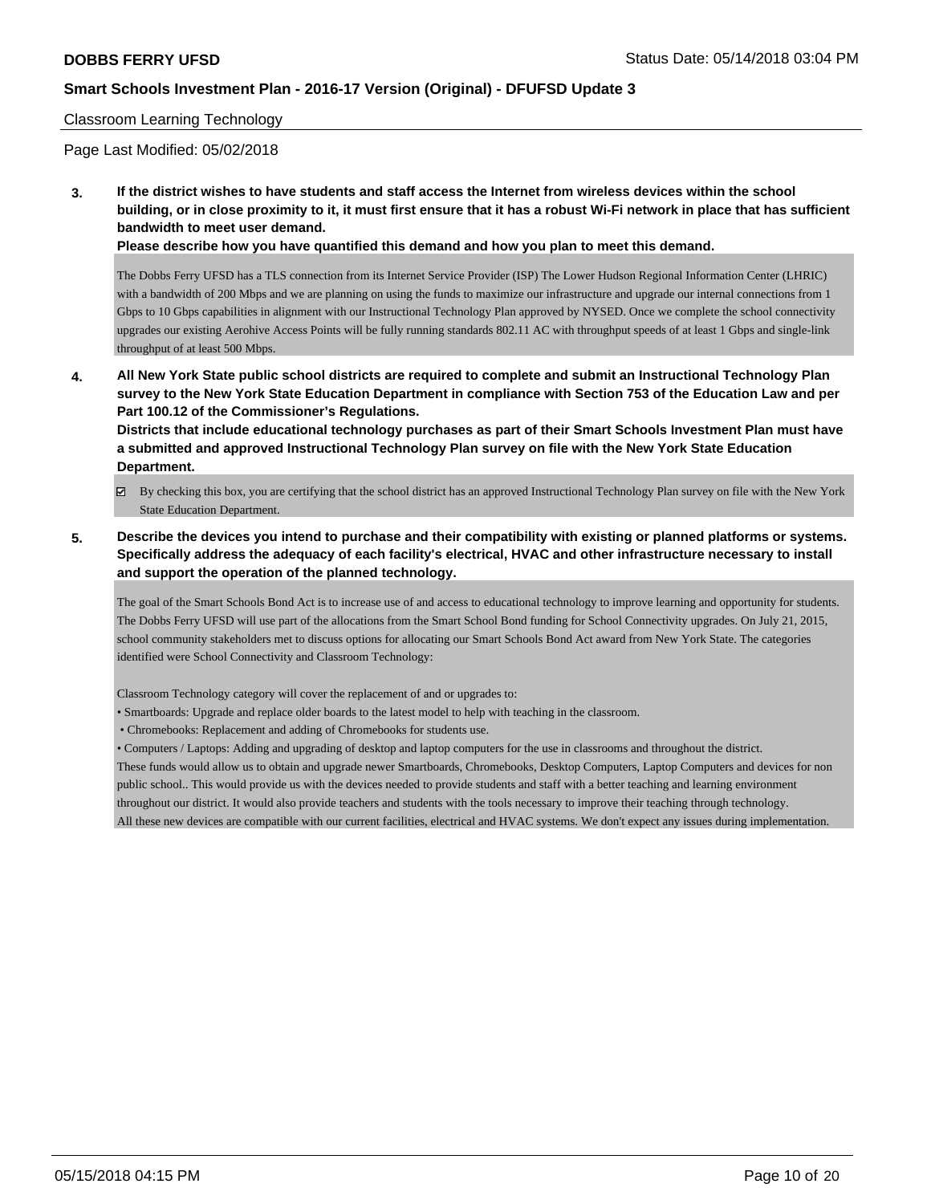## Classroom Learning Technology

Page Last Modified: 05/02/2018

**3. If the district wishes to have students and staff access the Internet from wireless devices within the school building, or in close proximity to it, it must first ensure that it has a robust Wi-Fi network in place that has sufficient bandwidth to meet user demand.**

**Please describe how you have quantified this demand and how you plan to meet this demand.**

The Dobbs Ferry UFSD has a TLS connection from its Internet Service Provider (ISP) The Lower Hudson Regional Information Center (LHRIC) with a bandwidth of 200 Mbps and we are planning on using the funds to maximize our infrastructure and upgrade our internal connections from 1 Gbps to 10 Gbps capabilities in alignment with our Instructional Technology Plan approved by NYSED. Once we complete the school connectivity upgrades our existing Aerohive Access Points will be fully running standards 802.11 AC with throughput speeds of at least 1 Gbps and single-link throughput of at least 500 Mbps.

**4. All New York State public school districts are required to complete and submit an Instructional Technology Plan survey to the New York State Education Department in compliance with Section 753 of the Education Law and per Part 100.12 of the Commissioner's Regulations.**

**Districts that include educational technology purchases as part of their Smart Schools Investment Plan must have a submitted and approved Instructional Technology Plan survey on file with the New York State Education Department.**

☑ By checking this box, you are certifying that the school district has an approved Instructional Technology Plan survey on file with the New York State Education Department.

**5. Describe the devices you intend to purchase and their compatibility with existing or planned platforms or systems. Specifically address the adequacy of each facility's electrical, HVAC and other infrastructure necessary to install and support the operation of the planned technology.**

The goal of the Smart Schools Bond Act is to increase use of and access to educational technology to improve learning and opportunity for students. The Dobbs Ferry UFSD will use part of the allocations from the Smart School Bond funding for School Connectivity upgrades. On July 21, 2015, school community stakeholders met to discuss options for allocating our Smart Schools Bond Act award from New York State. The categories identified were School Connectivity and Classroom Technology:

Classroom Technology category will cover the replacement of and or upgrades to:

- Smartboards: Upgrade and replace older boards to the latest model to help with teaching in the classroom.
- Chromebooks: Replacement and adding of Chromebooks for students use.
- Computers / Laptops: Adding and upgrading of desktop and laptop computers for the use in classrooms and throughout the district.

These funds would allow us to obtain and upgrade newer Smartboards, Chromebooks, Desktop Computers, Laptop Computers and devices for non public school.. This would provide us with the devices needed to provide students and staff with a better teaching and learning environment throughout our district. It would also provide teachers and students with the tools necessary to improve their teaching through technology.
All these new devices are compatible with our current facilities, electrical and HVAC systems. We don't expect any issues during implementation.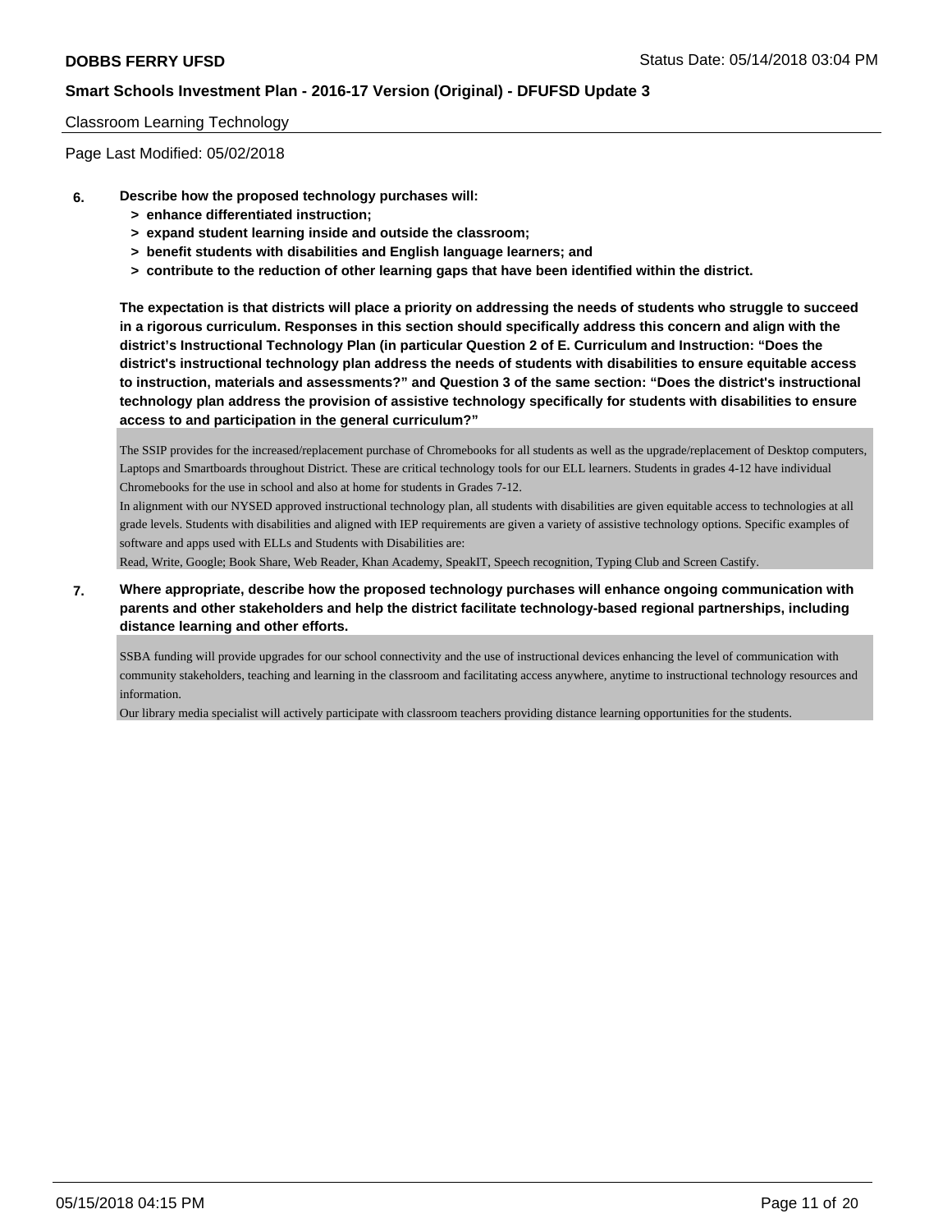Classroom Learning Technology

Page Last Modified: 05/02/2018

**6. Describe how the proposed technology purchases will:**

- **> enhance differentiated instruction;**
- **> expand student learning inside and outside the classroom;**
- **> benefit students with disabilities and English language learners; and**
- **> contribute to the reduction of other learning gaps that have been identified within the district.**

**The expectation is that districts will place a priority on addressing the needs of students who struggle to succeed in a rigorous curriculum. Responses in this section should specifically address this concern and align with the district's Instructional Technology Plan (in particular Question 2 of E. Curriculum and Instruction: "Does the district's instructional technology plan address the needs of students with disabilities to ensure equitable access to instruction, materials and assessments?" and Question 3 of the same section: "Does the district's instructional technology plan address the provision of assistive technology specifically for students with disabilities to ensure access to and participation in the general curriculum?"**

The SSIP provides for the increased/replacement purchase of Chromebooks for all students as well as the upgrade/replacement of Desktop computers, Laptops and Smartboards throughout District. These are critical technology tools for our ELL learners. Students in grades 4-12 have individual Chromebooks for the use in school and also at home for students in Grades 7-12.
In alignment with our NYSED approved instructional technology plan, all students with disabilities are given equitable access to technologies at all grade levels. Students with disabilities and aligned with IEP requirements are given a variety of assistive technology options. Specific examples of software and apps used with ELLs and Students with Disabilities are:
Read, Write, Google; Book Share, Web Reader, Khan Academy, SpeakIT, Speech recognition, Typing Club and Screen Castify.

**7. Where appropriate, describe how the proposed technology purchases will enhance ongoing communication with parents and other stakeholders and help the district facilitate technology-based regional partnerships, including distance learning and other efforts.**

SSBA funding will provide upgrades for our school connectivity and the use of instructional devices enhancing the level of communication with community stakeholders, teaching and learning in the classroom and facilitating access anywhere, anytime to instructional technology resources and information.
Our library media specialist will actively participate with classroom teachers providing distance learning opportunities for the students.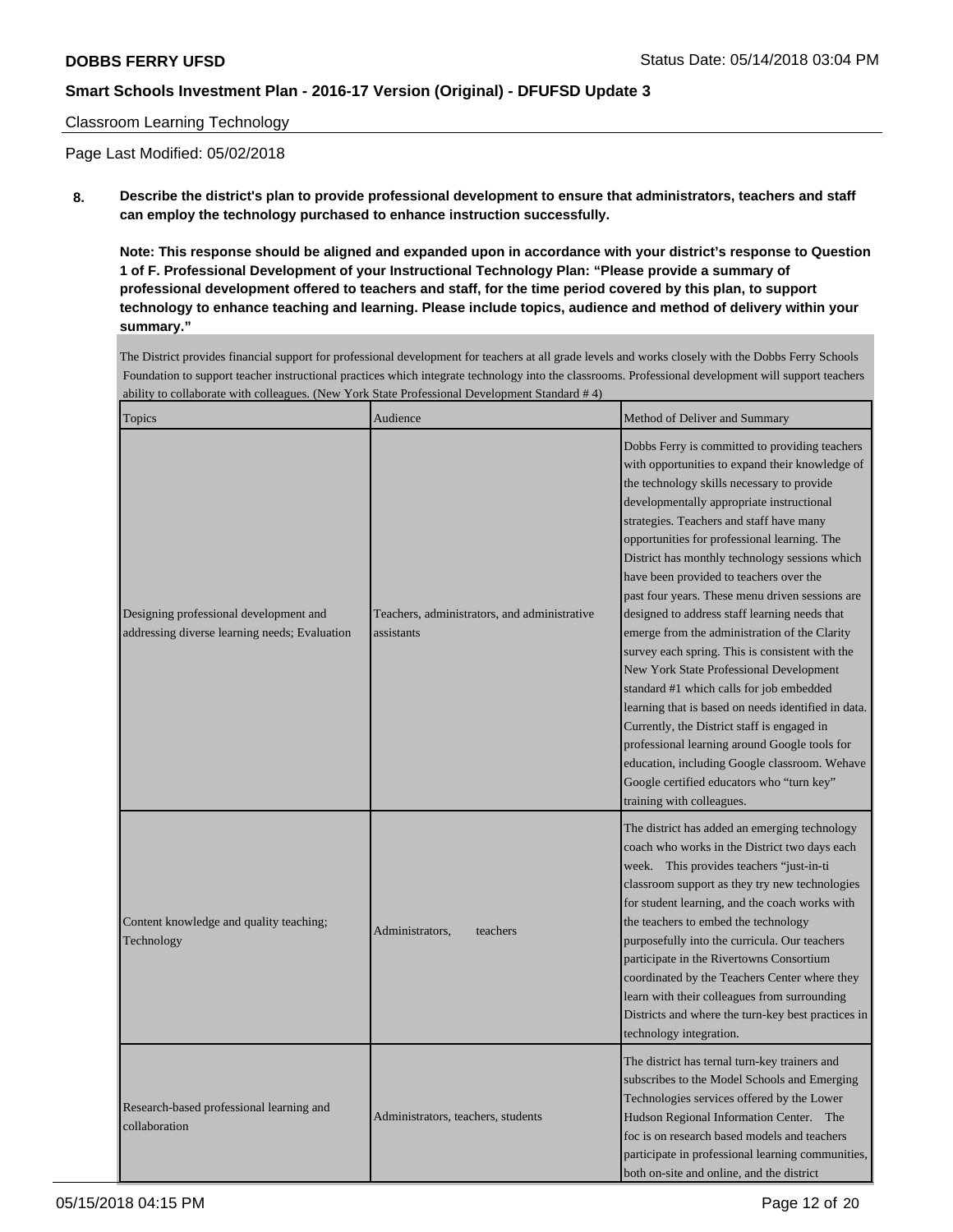Classroom Learning Technology

Page Last Modified: 05/02/2018

**8. Describe the district's plan to provide professional development to ensure that administrators, teachers and staff can employ the technology purchased to enhance instruction successfully.**

**Note: This response should be aligned and expanded upon in accordance with your district's response to Question 1 of F. Professional Development of your Instructional Technology Plan: "Please provide a summary of professional development offered to teachers and staff, for the time period covered by this plan, to support technology to enhance teaching and learning. Please include topics, audience and method of delivery within your summary."**

The District provides financial support for professional development for teachers at all grade levels and works closely with the Dobbs Ferry Schools Foundation to support teacher instructional practices which integrate technology into the classrooms. Professional development will support teachers ability to collaborate with colleagues. (New York State Professional Development Standard # 4)

| Topics | Audience | Method of Deliver and Summary |
|---|---|---|
| Designing professional development and addressing diverse learning needs; Evaluation | Teachers, administrators, and administrative assistants | Dobbs Ferry is committed to providing teachers with opportunities to expand their knowledge of the technology skills necessary to provide developmentally appropriate instructional strategies. Teachers and staff have many opportunities for professional learning. The District has monthly technology sessions which have been provided to teachers over the past four years. These menu driven sessions are designed to address staff learning needs that emerge from the administration of the Clarity survey each spring. This is consistent with the New York State Professional Development standard #1 which calls for job embedded learning that is based on needs identified in data. Currently, the District staff is engaged in professional learning around Google tools for education, including Google classroom. Wehave Google certified educators who "turn key" training with colleagues. |
| Content knowledge and quality teaching; Technology | Administrators, teachers | The district has added an emerging technology coach who works in the District two days each week. This provides teachers "just-in-ti classroom support as they try new technologies for student learning, and the coach works with the teachers to embed the technology purposefully into the curricula. Our teachers participate in the Rivertowns Consortium coordinated by the Teachers Center where they learn with their colleagues from surrounding Districts and where the turn-key best practices in technology integration. |
| Research-based professional learning and collaboration | Administrators, teachers, students | The district has ternal turn-key trainers and subscribes to the Model Schools and Emerging Technologies services offered by the Lower Hudson Regional Information Center. The foc is on research based models and teachers participate in professional learning communities, both on-site and online, and the district |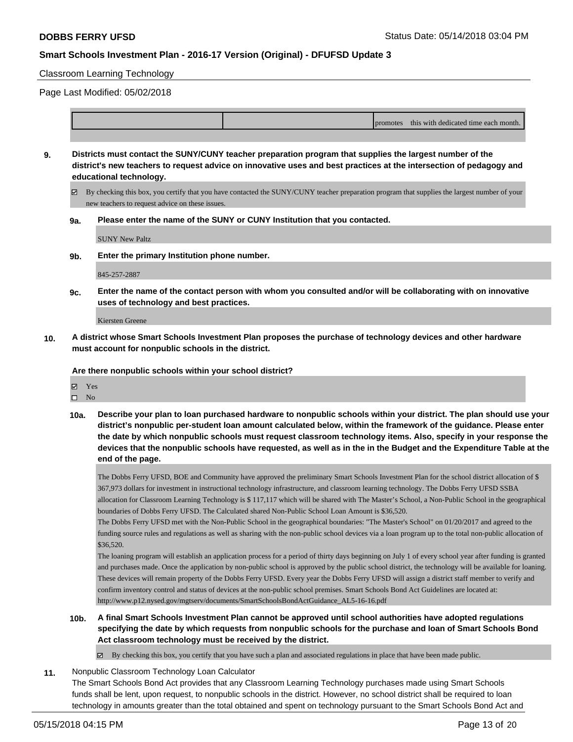Classroom Learning Technology

Page Last Modified: 05/02/2018

| | | promotes this with dedicated time each month. |
|---|---|---|

**9. Districts must contact the SUNY/CUNY teacher preparation program that supplies the largest number of the district's new teachers to request advice on innovative uses and best practices at the intersection of pedagogy and educational technology.**

☑ By checking this box, you certify that you have contacted the SUNY/CUNY teacher preparation program that supplies the largest number of your new teachers to request advice on these issues.

**9a. Please enter the name of the SUNY or CUNY Institution that you contacted.**

SUNY New Paltz

**9b. Enter the primary Institution phone number.**

845-257-2887

**9c. Enter the name of the contact person with whom you consulted and/or will be collaborating with on innovative uses of technology and best practices.**

Kiersten Greene

**10. A district whose Smart Schools Investment Plan proposes the purchase of technology devices and other hardware must account for nonpublic schools in the district.**

**Are there nonpublic schools within your school district?**

☑ Yes

☐ No

**10a. Describe your plan to loan purchased hardware to nonpublic schools within your district. The plan should use your district's nonpublic per-student loan amount calculated below, within the framework of the guidance. Please enter the date by which nonpublic schools must request classroom technology items. Also, specify in your response the devices that the nonpublic schools have requested, as well as in the in the Budget and the Expenditure Table at the end of the page.**

The Dobbs Ferry UFSD, BOE and Community have approved the preliminary Smart Schools Investment Plan for the school district allocation of $ 367,973 dollars for investment in instructional technology infrastructure, and classroom learning technology. The Dobbs Ferry UFSD SSBA allocation for Classroom Learning Technology is $ 117,117 which will be shared with The Master's School, a Non-Public School in the geographical boundaries of Dobbs Ferry UFSD. The Calculated shared Non-Public School Loan Amount is $36,520.
The Dobbs Ferry UFSD met with the Non-Public School in the geographical boundaries: "The Master's School" on 01/20/2017 and agreed to the funding source rules and regulations as well as sharing with the non-public school devices via a loan program up to the total non-public allocation of $36,520.
The loaning program will establish an application process for a period of thirty days beginning on July 1 of every school year after funding is granted and purchases made. Once the application by non-public school is approved by the public school district, the technology will be available for loaning. These devices will remain property of the Dobbs Ferry UFSD. Every year the Dobbs Ferry UFSD will assign a district staff member to verify and confirm inventory control and status of devices at the non-public school premises. Smart Schools Bond Act Guidelines are located at: http://www.p12.nysed.gov/mgtserv/documents/SmartSchoolsBondActGuidance_AL5-16-16.pdf

**10b. A final Smart Schools Investment Plan cannot be approved until school authorities have adopted regulations specifying the date by which requests from nonpublic schools for the purchase and loan of Smart Schools Bond Act classroom technology must be received by the district.**

☑ By checking this box, you certify that you have such a plan and associated regulations in place that have been made public.

**11.** Nonpublic Classroom Technology Loan Calculator
The Smart Schools Bond Act provides that any Classroom Learning Technology purchases made using Smart Schools funds shall be lent, upon request, to nonpublic schools in the district. However, no school district shall be required to loan technology in amounts greater than the total obtained and spent on technology pursuant to the Smart Schools Bond Act and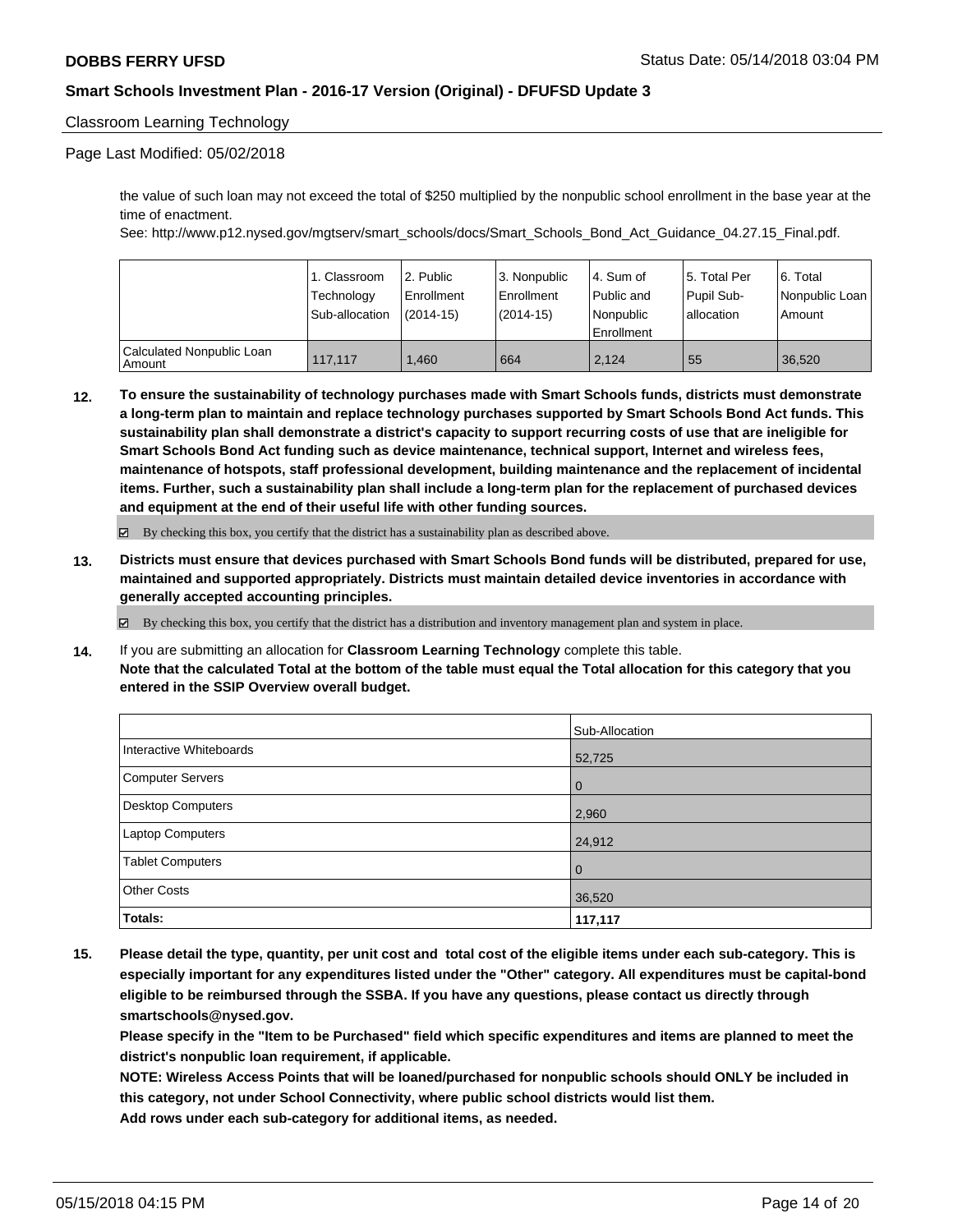Classroom Learning Technology

Page Last Modified: 05/02/2018

the value of such loan may not exceed the total of $250 multiplied by the nonpublic school enrollment in the base year at the time of enactment.
See: http://www.p12.nysed.gov/mgtserv/smart_schools/docs/Smart_Schools_Bond_Act_Guidance_04.27.15_Final.pdf.

| | 1. Classroom Technology Sub-allocation | 2. Public Enrollment (2014-15) | 3. Nonpublic Enrollment (2014-15) | 4. Sum of Public and Nonpublic Enrollment | 5. Total Per Pupil Sub-allocation | 6. Total Nonpublic Loan Amount |
|---|---|---|---|---|---|---|
| Calculated Nonpublic Loan Amount | 117,117 | 1,460 | 664 | 2,124 | 55 | 36,520 |

**12. To ensure the sustainability of technology purchases made with Smart Schools funds, districts must demonstrate a long-term plan to maintain and replace technology purchases supported by Smart Schools Bond Act funds. This sustainability plan shall demonstrate a district's capacity to support recurring costs of use that are ineligible for Smart Schools Bond Act funding such as device maintenance, technical support, Internet and wireless fees, maintenance of hotspots, staff professional development, building maintenance and the replacement of incidental items. Further, such a sustainability plan shall include a long-term plan for the replacement of purchased devices and equipment at the end of their useful life with other funding sources.**

☑ By checking this box, you certify that the district has a sustainability plan as described above.

**13. Districts must ensure that devices purchased with Smart Schools Bond funds will be distributed, prepared for use, maintained and supported appropriately. Districts must maintain detailed device inventories in accordance with generally accepted accounting principles.**

☑ By checking this box, you certify that the district has a distribution and inventory management plan and system in place.

**14.** If you are submitting an allocation for **Classroom Learning Technology** complete this table.
**Note that the calculated Total at the bottom of the table must equal the Total allocation for this category that you entered in the SSIP Overview overall budget.**

| | Sub-Allocation |
|---|---|
| Interactive Whiteboards | 52,725 |
| Computer Servers | 0 |
| Desktop Computers | 2,960 |
| Laptop Computers | 24,912 |
| Tablet Computers | 0 |
| Other Costs | 36,520 |
| **Totals:** | **117,117** |

**15. Please detail the type, quantity, per unit cost and total cost of the eligible items under each sub-category. This is especially important for any expenditures listed under the "Other" category. All expenditures must be capital-bond eligible to be reimbursed through the SSBA. If you have any questions, please contact us directly through smartschools@nysed.gov.**
**Please specify in the "Item to be Purchased" field which specific expenditures and items are planned to meet the district's nonpublic loan requirement, if applicable.**
**NOTE: Wireless Access Points that will be loaned/purchased for nonpublic schools should ONLY be included in this category, not under School Connectivity, where public school districts would list them.**
**Add rows under each sub-category for additional items, as needed.**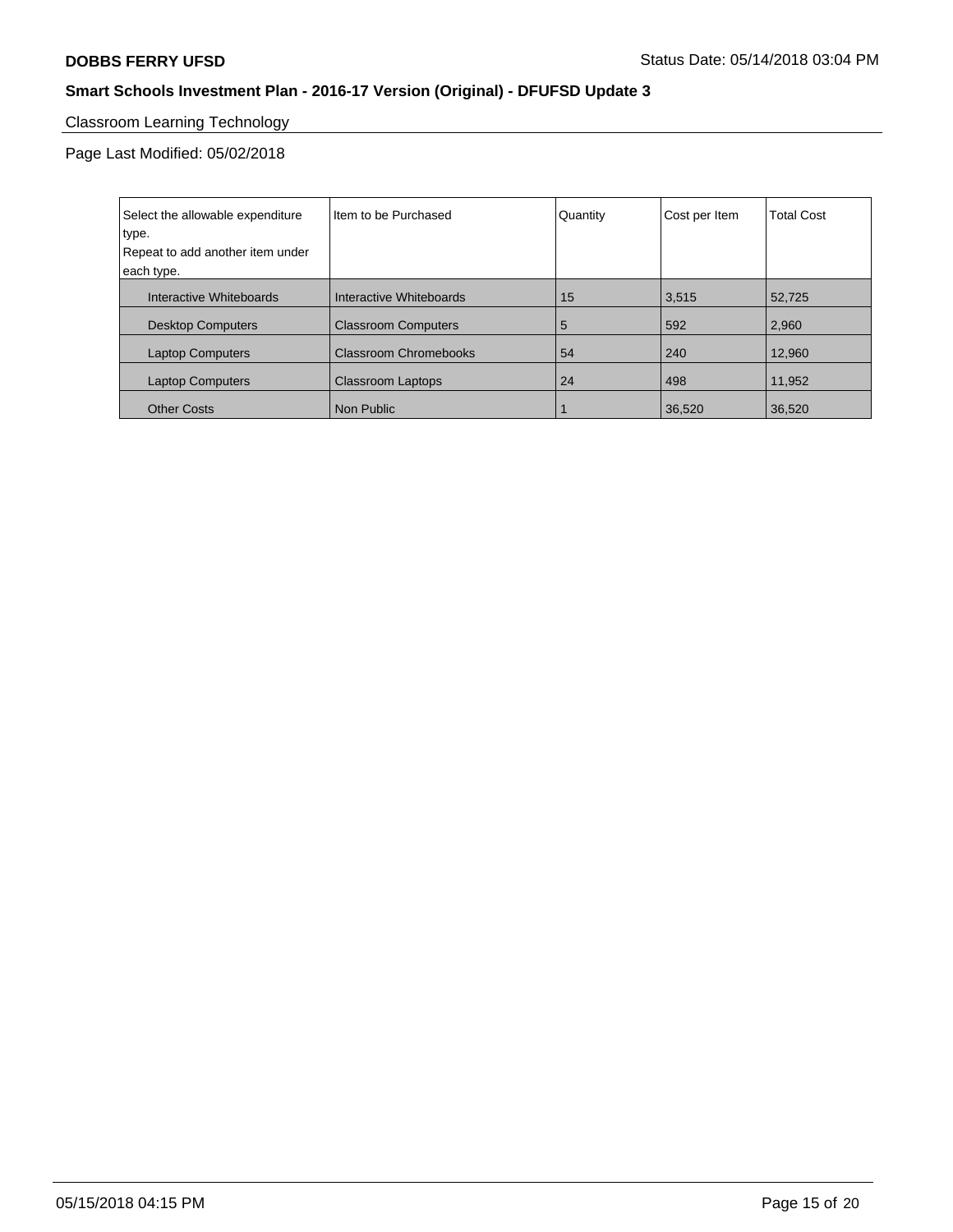## Classroom Learning Technology

Page Last Modified: 05/02/2018

| Select the allowable expenditure type. Repeat to add another item under each type. | Item to be Purchased | Quantity | Cost per Item | Total Cost |
|---|---|---|---|---|
| Interactive Whiteboards | Interactive Whiteboards | 15 | 3,515 | 52,725 |
| Desktop Computers | Classroom Computers | 5 | 592 | 2,960 |
| Laptop Computers | Classroom Chromebooks | 54 | 240 | 12,960 |
| Laptop Computers | Classroom Laptops | 24 | 498 | 11,952 |
| Other Costs | Non Public | 1 | 36,520 | 36,520 |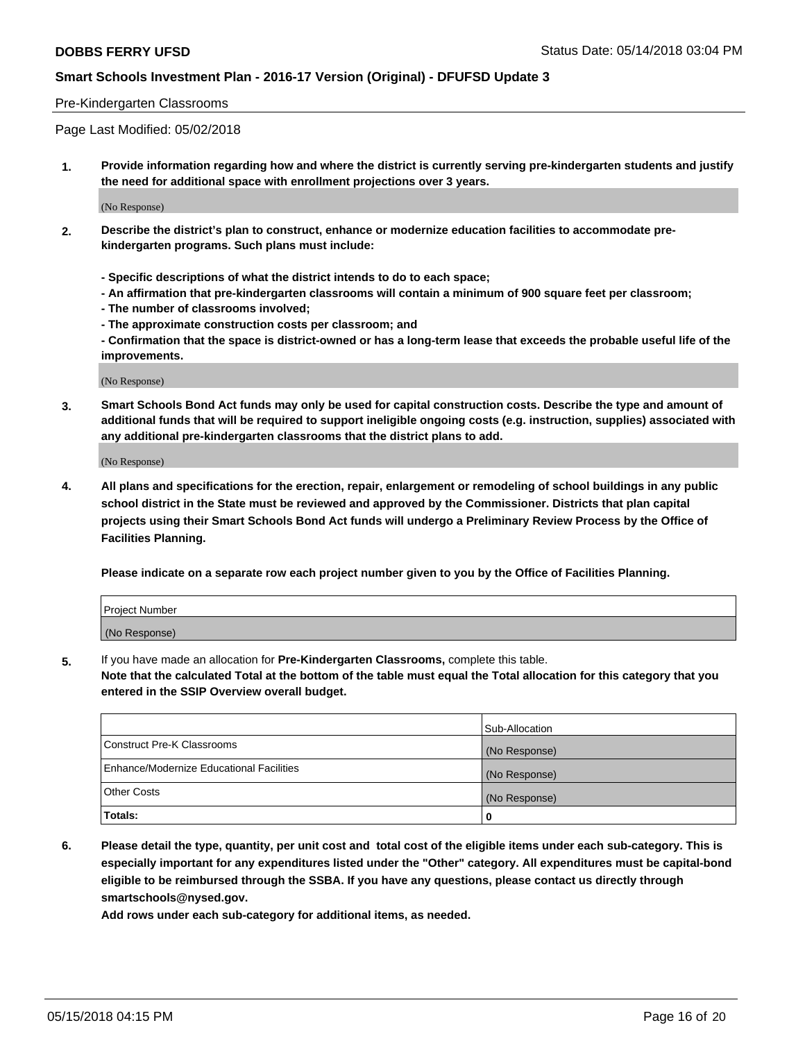Pre-Kindergarten Classrooms

Page Last Modified: 05/02/2018

**1. Provide information regarding how and where the district is currently serving pre-kindergarten students and justify the need for additional space with enrollment projections over 3 years.**

(No Response)

**2. Describe the district's plan to construct, enhance or modernize education facilities to accommodate pre-kindergarten programs. Such plans must include:**

**- Specific descriptions of what the district intends to do to each space;**
**- An affirmation that pre-kindergarten classrooms will contain a minimum of 900 square feet per classroom;**
**- The number of classrooms involved;**
**- The approximate construction costs per classroom; and**
**- Confirmation that the space is district-owned or has a long-term lease that exceeds the probable useful life of the improvements.**

(No Response)

**3. Smart Schools Bond Act funds may only be used for capital construction costs. Describe the type and amount of additional funds that will be required to support ineligible ongoing costs (e.g. instruction, supplies) associated with any additional pre-kindergarten classrooms that the district plans to add.**

(No Response)

**4. All plans and specifications for the erection, repair, enlargement or remodeling of school buildings in any public school district in the State must be reviewed and approved by the Commissioner. Districts that plan capital projects using their Smart Schools Bond Act funds will undergo a Preliminary Review Process by the Office of Facilities Planning.**

**Please indicate on a separate row each project number given to you by the Office of Facilities Planning.**

| Project Number |
|---|
| (No Response) |

5. If you have made an allocation for **Pre-Kindergarten Classrooms,** complete this table.
**Note that the calculated Total at the bottom of the table must equal the Total allocation for this category that you entered in the SSIP Overview overall budget.**

| | Sub-Allocation |
|---|---|
| Construct Pre-K Classrooms | (No Response) |
| Enhance/Modernize Educational Facilities | (No Response) |
| Other Costs | (No Response) |
| **Totals:** | **0** |

**6. Please detail the type, quantity, per unit cost and total cost of the eligible items under each sub-category. This is especially important for any expenditures listed under the "Other" category. All expenditures must be capital-bond eligible to be reimbursed through the SSBA. If you have any questions, please contact us directly through smartschools@nysed.gov.**

**Add rows under each sub-category for additional items, as needed.**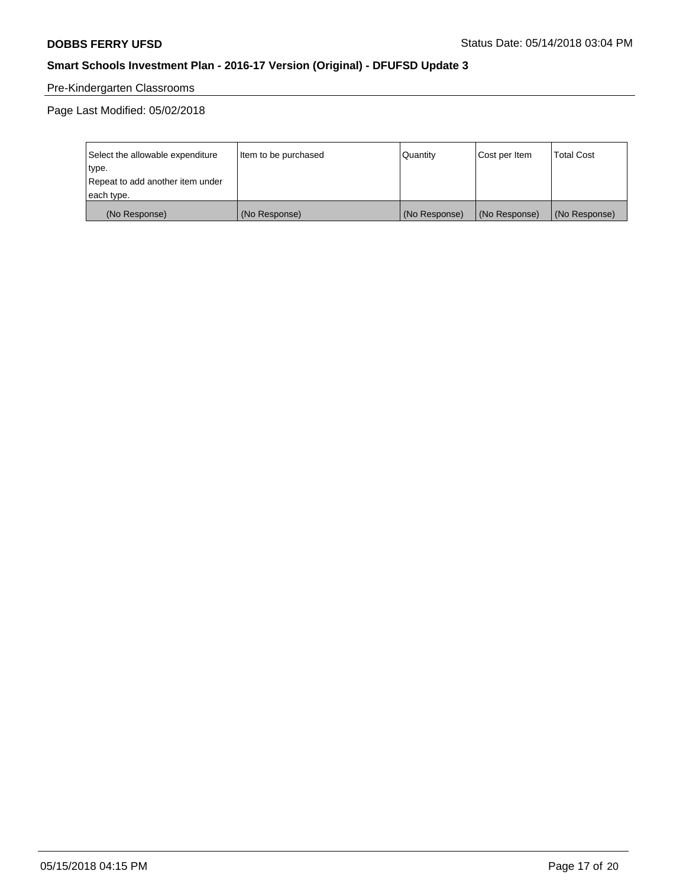Pre-Kindergarten Classrooms

Page Last Modified: 05/02/2018

| Select the allowable expenditure type.<br>Repeat to add another item under each type. | Item to be purchased | Quantity | Cost per Item | Total Cost |
|---|---|---|---|---|
| (No Response) | (No Response) | (No Response) | (No Response) | (No Response) |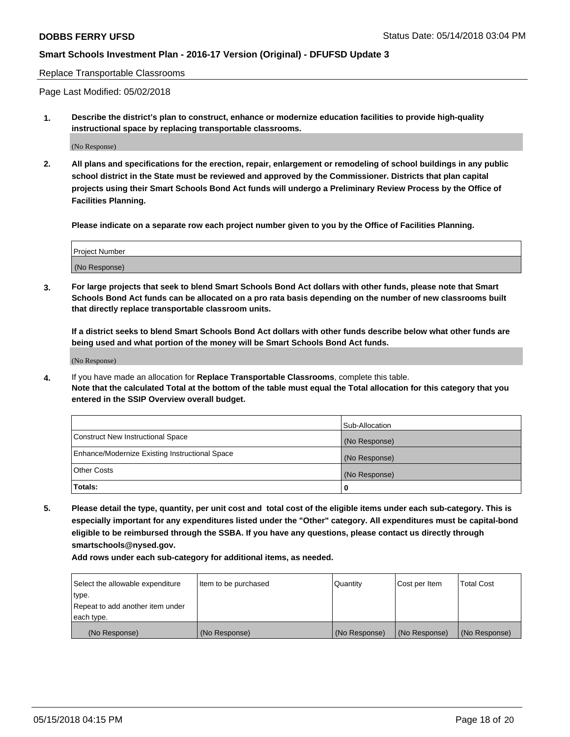Replace Transportable Classrooms

Page Last Modified: 05/02/2018

**1. Describe the district's plan to construct, enhance or modernize education facilities to provide high-quality instructional space by replacing transportable classrooms.**

(No Response)

**2. All plans and specifications for the erection, repair, enlargement or remodeling of school buildings in any public school district in the State must be reviewed and approved by the Commissioner. Districts that plan capital projects using their Smart Schools Bond Act funds will undergo a Preliminary Review Process by the Office of Facilities Planning.**

**Please indicate on a separate row each project number given to you by the Office of Facilities Planning.**

| Project Number |
|---|
| (No Response) |

**3. For large projects that seek to blend Smart Schools Bond Act dollars with other funds, please note that Smart Schools Bond Act funds can be allocated on a pro rata basis depending on the number of new classrooms built that directly replace transportable classroom units.**

**If a district seeks to blend Smart Schools Bond Act dollars with other funds describe below what other funds are being used and what portion of the money will be Smart Schools Bond Act funds.**

(No Response)

**4.** If you have made an allocation for **Replace Transportable Classrooms**, complete this table. **Note that the calculated Total at the bottom of the table must equal the Total allocation for this category that you entered in the SSIP Overview overall budget.**

| | Sub-Allocation |
|---|---|
| Construct New Instructional Space | (No Response) |
| Enhance/Modernize Existing Instructional Space | (No Response) |
| Other Costs | (No Response) |
| **Totals:** | **0** |

**5. Please detail the type, quantity, per unit cost and total cost of the eligible items under each sub-category. This is especially important for any expenditures listed under the "Other" category. All expenditures must be capital-bond eligible to be reimbursed through the SSBA. If you have any questions, please contact us directly through smartschools@nysed.gov.**

**Add rows under each sub-category for additional items, as needed.**

| Select the allowable expenditure type. Repeat to add another item under each type. | Item to be purchased | Quantity | Cost per Item | Total Cost |
|---|---|---|---|---|
| (No Response) | (No Response) | (No Response) | (No Response) | (No Response) |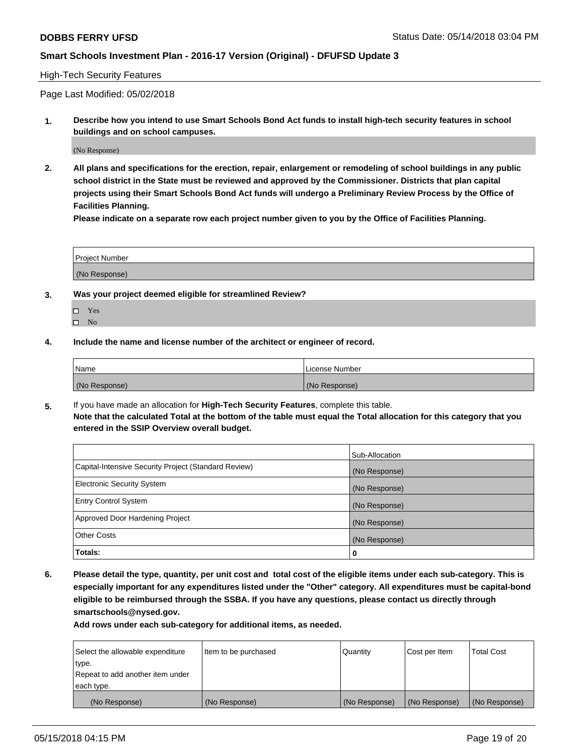High-Tech Security Features

Page Last Modified: 05/02/2018

**1. Describe how you intend to use Smart Schools Bond Act funds to install high-tech security features in school buildings and on school campuses.**

(No Response)

**2. All plans and specifications for the erection, repair, enlargement or remodeling of school buildings in any public school district in the State must be reviewed and approved by the Commissioner. Districts that plan capital projects using their Smart Schools Bond Act funds will undergo a Preliminary Review Process by the Office of Facilities Planning.**

**Please indicate on a separate row each project number given to you by the Office of Facilities Planning.**

| Project Number |
| --- |
| (No Response) |

**3. Was your project deemed eligible for streamlined Review?**

- ☐ Yes
- ☐ No

**4. Include the name and license number of the architect or engineer of record.**

| Name | License Number |
| --- | --- |
| (No Response) | (No Response) |

**5.** If you have made an allocation for **High-Tech Security Features**, complete this table.
**Note that the calculated Total at the bottom of the table must equal the Total allocation for this category that you entered in the SSIP Overview overall budget.**

| | Sub-Allocation |
| --- | --- |
| Capital-Intensive Security Project (Standard Review) | (No Response) |
| Electronic Security System | (No Response) |
| Entry Control System | (No Response) |
| Approved Door Hardening Project | (No Response) |
| Other Costs | (No Response) |
| **Totals:** | **0** |

**6. Please detail the type, quantity, per unit cost and total cost of the eligible items under each sub-category. This is especially important for any expenditures listed under the "Other" category. All expenditures must be capital-bond eligible to be reimbursed through the SSBA. If you have any questions, please contact us directly through smartschools@nysed.gov.**

**Add rows under each sub-category for additional items, as needed.**

| Select the allowable expenditure type. Repeat to add another item under each type. | Item to be purchased | Quantity | Cost per Item | Total Cost |
| --- | --- | --- | --- | --- |
| (No Response) | (No Response) | (No Response) | (No Response) | (No Response) |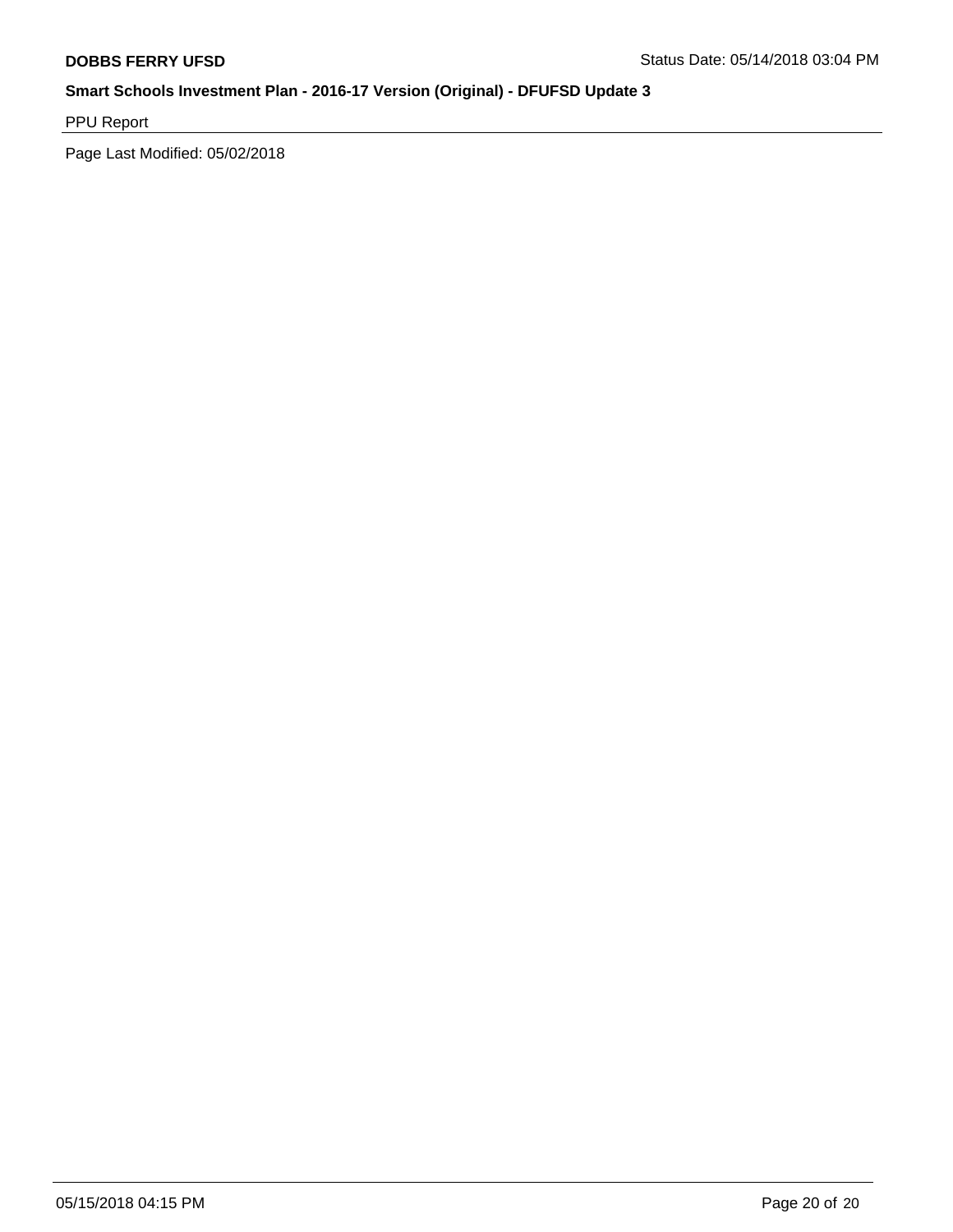PPU Report

Page Last Modified: 05/02/2018